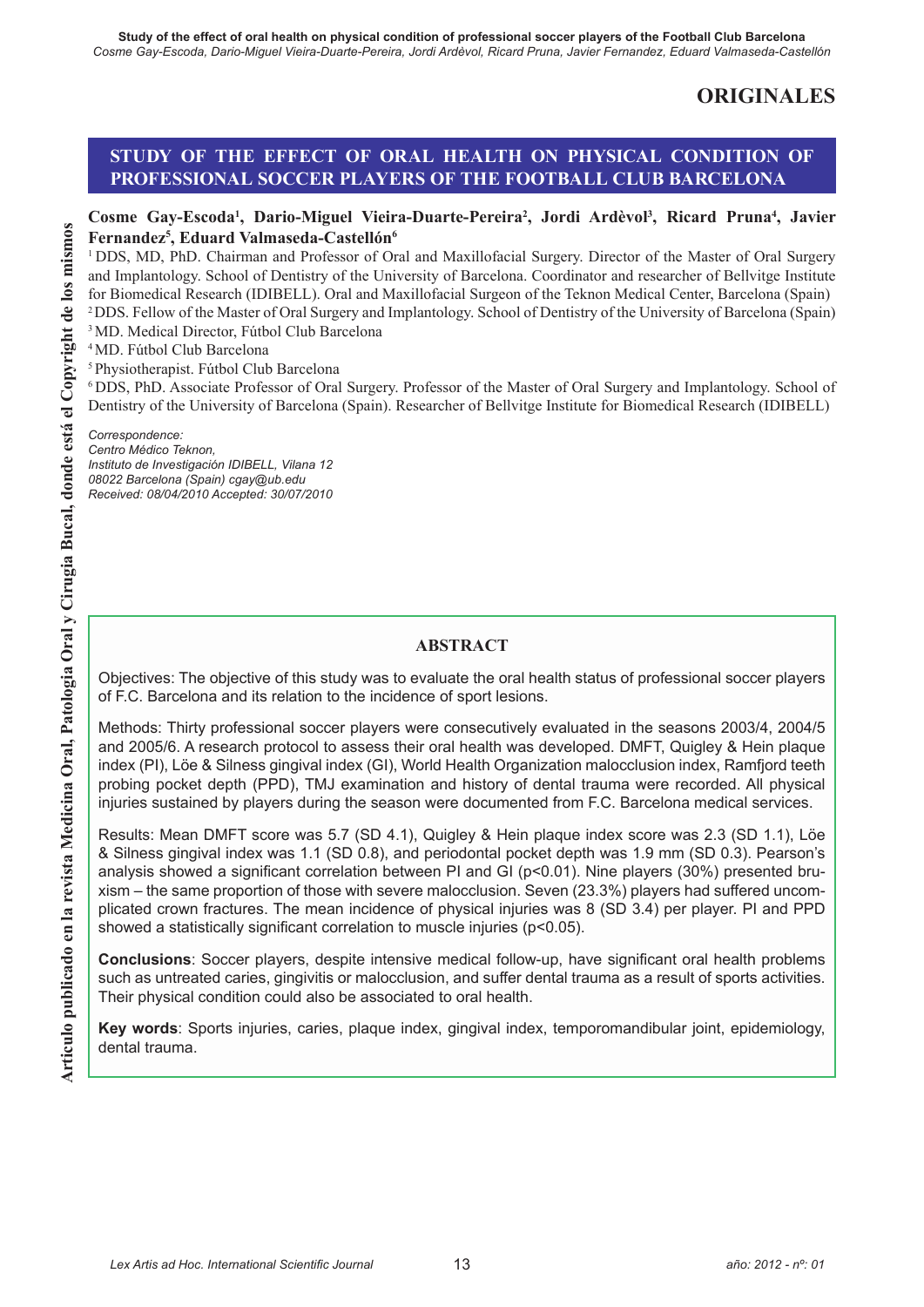# ORIGINALES

## STUDY OF THE EFFECT OF ORAL HEALTH ON PHYSICAL CONDITION OF PROFESSIONAL SOCCER PLAYERS OF THE FOOTBALL CLUB BARCELONA

**Cosme Gay-Escoda[1], Dario-Miguel Vieira-Duarte-Pereira[2], Jordi Ardèvol[3], Ricard Pruna[4], Javier Fernandez[5], Eduard Valmaseda-Castellón[6]**

[1] DDS, MD, PhD. Chairman and Professor of Oral and Maxillofacial Surgery. Director of the Master of Oral Surgery and Implantology. School of Dentistry of the University of Barcelona. Coordinator and researcher of Bellvitge Institute for Biomedical Research (IDIBELL). Oral and Maxillofacial Surgeon of the Teknon Medical Center, Barcelona (Spain)
[2] DDS. Fellow of the Master of Oral Surgery and Implantology. School of Dentistry of the University of Barcelona (Spain)
[3] MD. Medical Director, Fútbol Club Barcelona
[4] MD. Fútbol Club Barcelona
[5] Physiotherapist. Fútbol Club Barcelona
[6] DDS, PhD. Associate Professor of Oral Surgery. Professor of the Master of Oral Surgery and Implantology. School of Dentistry of the University of Barcelona (Spain). Researcher of Bellvitge Institute for Biomedical Research (IDIBELL)

*Correspondence:*
*Centro Médico Teknon,*
*Instituto de Investigación IDIBELL, Vilana 12*
*08022 Barcelona (Spain) cgay@ub.edu*
*Received: 08/04/2010 Accepted: 30/07/2010*

Artículo publicado en la revista Medicina Oral, Patología Oral y Cirugía Bucal, donde está el Copyright de los mismos

### ABSTRACT

Objectives: The objective of this study was to evaluate the oral health status of professional soccer players of F.C. Barcelona and its relation to the incidence of sport lesions.

Methods: Thirty professional soccer players were consecutively evaluated in the seasons 2003/4, 2004/5 and 2005/6. A research protocol to assess their oral health was developed. DMFT, Quigley & Hein plaque index (PI), Löe & Silness gingival index (GI), World Health Organization malocclusion index, Ramfjord teeth probing pocket depth (PPD), TMJ examination and history of dental trauma were recorded. All physical injuries sustained by players during the season were documented from F.C. Barcelona medical services.

Results: Mean DMFT score was 5.7 (SD 4.1), Quigley & Hein plaque index score was 2.3 (SD 1.1), Löe & Silness gingival index was 1.1 (SD 0.8), and periodontal pocket depth was 1.9 mm (SD 0.3). Pearson's analysis showed a significant correlation between PI and GI ($p<0.01$). Nine players (30%) presented bruxism – the same proportion of those with severe malocclusion. Seven (23.3%) players had suffered uncomplicated crown fractures. The mean incidence of physical injuries was 8 (SD 3.4) per player. PI and PPD showed a statistically significant correlation to muscle injuries ($p<0.05$).

**Conclusions**: Soccer players, despite intensive medical follow-up, have significant oral health problems such as untreated caries, gingivitis or malocclusion, and suffer dental trauma as a result of sports activities. Their physical condition could also be associated to oral health.

**Key words**: Sports injuries, caries, plaque index, gingival index, temporomandibular joint, epidemiology, dental trauma.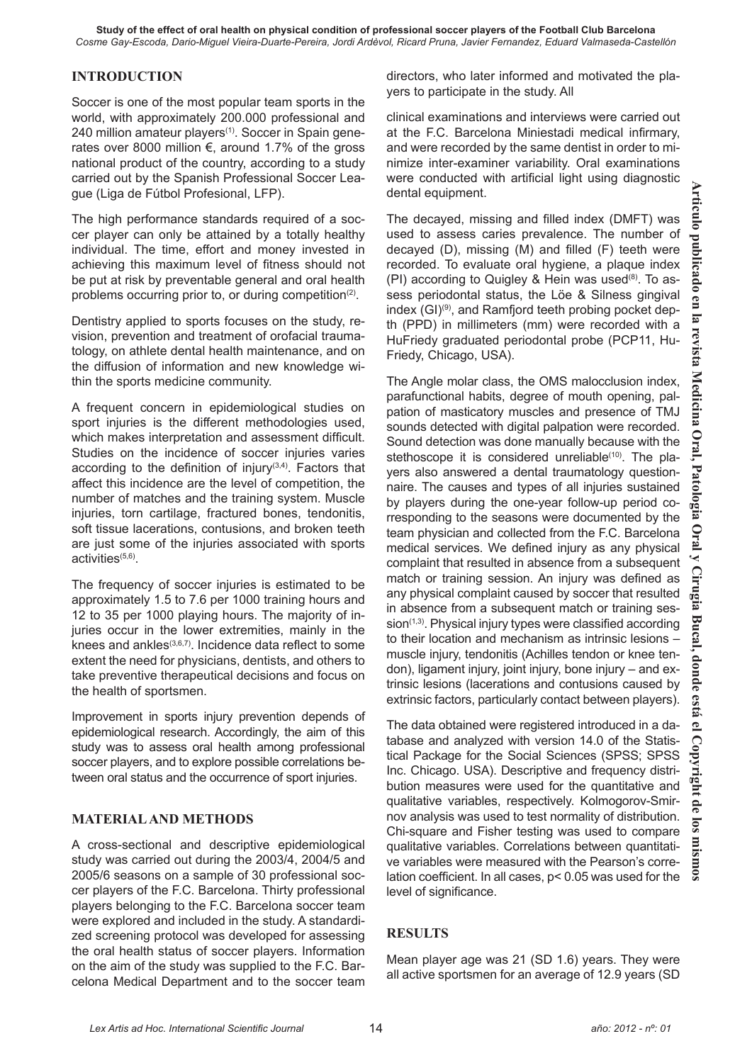## INTRODUCTION

Soccer is one of the most popular team sports in the world, with approximately 200.000 professional and 240 million amateur players[1]. Soccer in Spain generates over 8000 million €, around 1.7% of the gross national product of the country, according to a study carried out by the Spanish Professional Soccer League (Liga de Fútbol Profesional, LFP).

The high performance standards required of a soccer player can only be attained by a totally healthy individual. The time, effort and money invested in achieving this maximum level of fitness should not be put at risk by preventable general and oral health problems occurring prior to, or during competition[2].

Dentistry applied to sports focuses on the study, revision, prevention and treatment of orofacial traumatology, on athlete dental health maintenance, and on the diffusion of information and new knowledge within the sports medicine community.

A frequent concern in epidemiological studies on sport injuries is the different methodologies used, which makes interpretation and assessment difficult. Studies on the incidence of soccer injuries varies according to the definition of injury[3,4]. Factors that affect this incidence are the level of competition, the number of matches and the training system. Muscle injuries, torn cartilage, fractured bones, tendonitis, soft tissue lacerations, contusions, and broken teeth are just some of the injuries associated with sports activities[5,6].

The frequency of soccer injuries is estimated to be approximately 1.5 to 7.6 per 1000 training hours and 12 to 35 per 1000 playing hours. The majority of injuries occur in the lower extremities, mainly in the knees and ankles[3,6,7]. Incidence data reflect to some extent the need for physicians, dentists, and others to take preventive therapeutical decisions and focus on the health of sportsmen.

Improvement in sports injury prevention depends of epidemiological research. Accordingly, the aim of this study was to assess oral health among professional soccer players, and to explore possible correlations between oral status and the occurrence of sport injuries.

## MATERIAL AND METHODS

A cross-sectional and descriptive epidemiological study was carried out during the 2003/4, 2004/5 and 2005/6 seasons on a sample of 30 professional soccer players of the F.C. Barcelona. Thirty professional players belonging to the F.C. Barcelona soccer team were explored and included in the study. A standardized screening protocol was developed for assessing the oral health status of soccer players. Information on the aim of the study was supplied to the F.C. Barcelona Medical Department and to the soccer team directors, who later informed and motivated the players to participate in the study. All

clinical examinations and interviews were carried out at the F.C. Barcelona Miniestadi medical infirmary, and were recorded by the same dentist in order to minimize inter-examiner variability. Oral examinations were conducted with artificial light using diagnostic dental equipment.

The decayed, missing and filled index (DMFT) was used to assess caries prevalence. The number of decayed (D), missing (M) and filled (F) teeth were recorded. To evaluate oral hygiene, a plaque index (PI) according to Quigley & Hein was used[8]. To assess periodontal status, the Löe & Silness gingival index (GI)[9], and Ramfjord teeth probing pocket depth (PPD) in millimeters (mm) were recorded with a HuFriedy graduated periodontal probe (PCP11, Hu-Friedy, Chicago, USA).

The Angle molar class, the OMS malocclusion index, parafunctional habits, degree of mouth opening, palpation of masticatory muscles and presence of TMJ sounds detected with digital palpation were recorded. Sound detection was done manually because with the stethoscope it is considered unreliable[10]. The players also answered a dental traumatology questionnaire. The causes and types of all injuries sustained by players during the one-year follow-up period corresponding to the seasons were documented by the team physician and collected from the F.C. Barcelona medical services. We defined injury as any physical complaint that resulted in absence from a subsequent match or training session. An injury was defined as any physical complaint caused by soccer that resulted in absence from a subsequent match or training session[1,3]. Physical injury types were classified according to their location and mechanism as intrinsic lesions – muscle injury, tendonitis (Achilles tendon or knee tendon), ligament injury, joint injury, bone injury – and extrinsic lesions (lacerations and contusions caused by extrinsic factors, particularly contact between players).

The data obtained were registered introduced in a database and analyzed with version 14.0 of the Statistical Package for the Social Sciences (SPSS; SPSS Inc. Chicago. USA). Descriptive and frequency distribution measures were used for the quantitative and qualitative variables, respectively. Kolmogorov-Smirnov analysis was used to test normality of distribution. Chi-square and Fisher testing was used to compare qualitative variables. Correlations between quantitative variables were measured with the Pearson's correlation coefficient. In all cases, $p < 0.05$ was used for the level of significance.

## RESULTS

Mean player age was 21 (SD 1.6) years. They were all active sportsmen for an average of 12.9 years (SD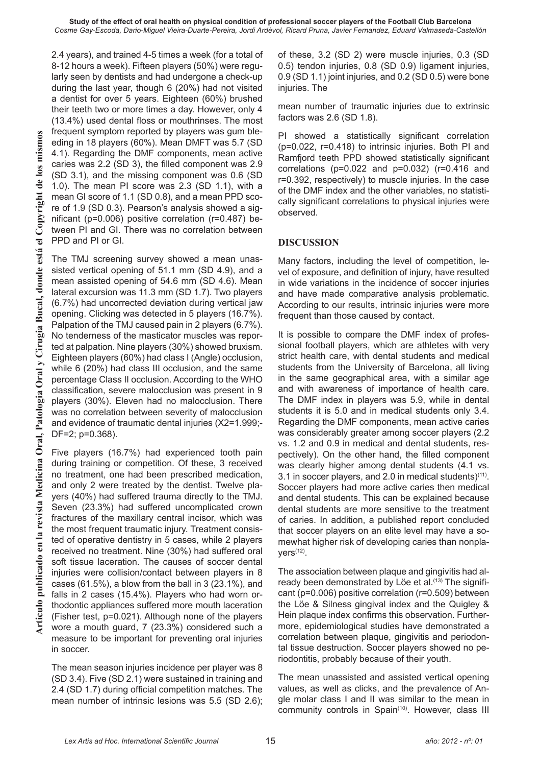2.4 years), and trained 4-5 times a week (for a total of 8-12 hours a week). Fifteen players (50%) were regularly seen by dentists and had undergone a check-up during the last year, though 6 (20%) had not visited a dentist for over 5 years. Eighteen (60%) brushed their teeth two or more times a day. However, only 4 (13.4%) used dental floss or mouthrinses. The most frequent symptom reported by players was gum bleeding in 18 players (60%). Mean DMFT was 5.7 (SD 4.1). Regarding the DMF components, mean active caries was 2.2 (SD 3), the filled component was 2.9 (SD 3.1), and the missing component was 0.6 (SD 1.0). The mean PI score was 2.3 (SD 1.1), with a mean GI score of 1.1 (SD 0.8), and a mean PPD score of 1.9 (SD 0.3). Pearson's analysis showed a significant ($p=0.006$) positive correlation ($r=0.487$) between PI and GI. There was no correlation between PPD and PI or GI.

The TMJ screening survey showed a mean unassisted vertical opening of 51.1 mm (SD 4.9), and a mean assisted opening of 54.6 mm (SD 4.6). Mean lateral excursion was 11.3 mm (SD 1.7). Two players (6.7%) had uncorrected deviation during vertical jaw opening. Clicking was detected in 5 players (16.7%). Palpation of the TMJ caused pain in 2 players (6.7%). No tenderness of the masticator muscles was reported at palpation. Nine players (30%) showed bruxism. Eighteen players (60%) had class I (Angle) occlusion, while 6 (20%) had class III occlusion, and the same percentage Class II occlusion. According to the WHO classification, severe malocclusion was present in 9 players (30%). Eleven had no malocclusion. There was no correlation between severity of malocclusion and evidence of traumatic dental injuries ($X^2=1.999$; DF=2; $p=0.368$).

Five players (16.7%) had experienced tooth pain during training or competition. Of these, 3 received no treatment, one had been prescribed medication, and only 2 were treated by the dentist. Twelve players (40%) had suffered trauma directly to the TMJ. Seven (23.3%) had suffered uncomplicated crown fractures of the maxillary central incisor, which was the most frequent traumatic injury. Treatment consisted of operative dentistry in 5 cases, while 2 players received no treatment. Nine (30%) had suffered oral soft tissue laceration. The causes of soccer dental injuries were collision/contact between players in 8 cases (61.5%), a blow from the ball in 3 (23.1%), and falls in 2 cases (15.4%). Players who had worn orthodontic appliances suffered more mouth laceration (Fisher test, $p=0.021$). Although none of the players wore a mouth guard, 7 (23.3%) considered such a measure to be important for preventing oral injuries in soccer.

The mean season injuries incidence per player was 8 (SD 3.4). Five (SD 2.1) were sustained in training and 2.4 (SD 1.7) during official competition matches. The mean number of intrinsic lesions was 5.5 (SD 2.6); of these, 3.2 (SD 2) were muscle injuries, 0.3 (SD 0.5) tendon injuries, 0.8 (SD 0.9) ligament injuries, 0.9 (SD 1.1) joint injuries, and 0.2 (SD 0.5) were bone injuries. The

mean number of traumatic injuries due to extrinsic factors was 2.6 (SD 1.8).

PI showed a statistically significant correlation ($p=0.022$, $r=0.418$) to intrinsic injuries. Both PI and Ramfjord teeth PPD showed statistically significant correlations ($p=0.022$ and $p=0.032$) ($r=0.416$ and $r=0.392$, respectively) to muscle injuries. In the case of the DMF index and the other variables, no statistically significant correlations to physical injuries were observed.

## DISCUSSION

Many factors, including the level of competition, level of exposure, and definition of injury, have resulted in wide variations in the incidence of soccer injuries and have made comparative analysis problematic. According to our results, intrinsic injuries were more frequent than those caused by contact.

It is possible to compare the DMF index of professional football players, which are athletes with very strict health care, with dental students and medical students from the University of Barcelona, all living in the same geographical area, with a similar age and with awareness of importance of health care. The DMF index in players was 5.9, while in dental students it is 5.0 and in medical students only 3.4. Regarding the DMF components, mean active caries was considerably greater among soccer players (2.2 vs. 1.2 and 0.9 in medical and dental students, respectively). On the other hand, the filled component was clearly higher among dental students (4.1 vs. 3.1 in soccer players, and 2.0 in medical students)[11]. Soccer players had more active caries then medical and dental students. This can be explained because dental students are more sensitive to the treatment of caries. In addition, a published report concluded that soccer players on an elite level may have a somewhat higher risk of developing caries than nonplayers[12].

The association between plaque and gingivitis had already been demonstrated by Löe et al.[13] The significant ($p=0.006$) positive correlation ($r=0.509$) between the Löe & Silness gingival index and the Quigley & Hein plaque index confirms this observation. Furthermore, epidemiological studies have demonstrated a correlation between plaque, gingivitis and periodontal tissue destruction. Soccer players showed no periodontitis, probably because of their youth.

The mean unassisted and assisted vertical opening values, as well as clicks, and the prevalence of Angle molar class I and II was similar to the mean in community controls in Spain[10]. However, class III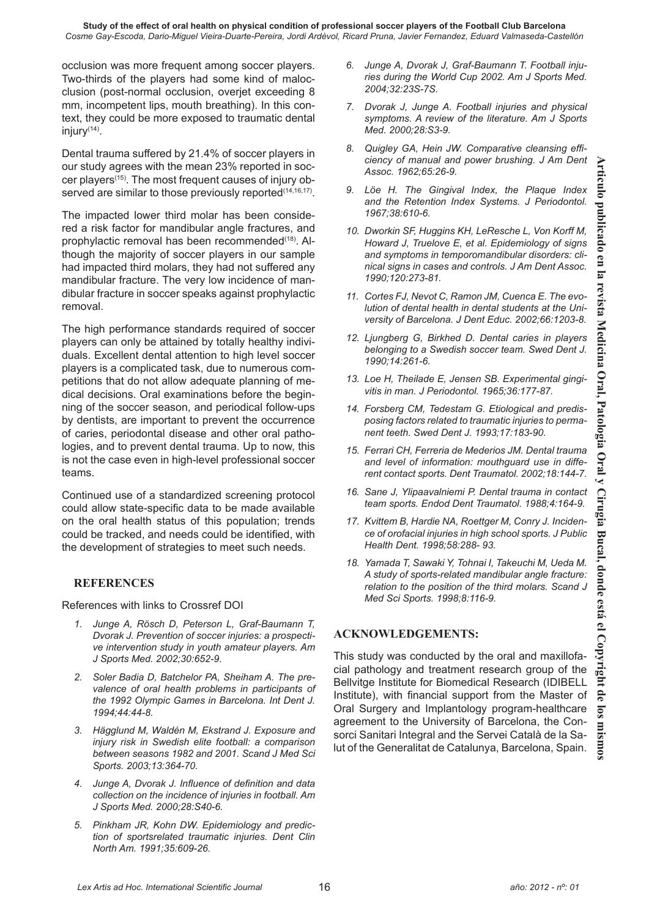occlusion was more frequent among soccer players. Two-thirds of the players had some kind of malocclusion (post-normal occlusion, overjet exceeding 8 mm, incompetent lips, mouth breathing). In this context, they could be more exposed to traumatic dental injury[14].

Dental trauma suffered by 21.4% of soccer players in our study agrees with the mean 23% reported in soccer players[15]. The most frequent causes of injury observed are similar to those previously reported[14,16,17].

The impacted lower third molar has been considered a risk factor for mandibular angle fractures, and prophylactic removal has been recommended[18]. Although the majority of soccer players in our sample had impacted third molars, they had not suffered any mandibular fracture. The very low incidence of mandibular fracture in soccer speaks against prophylactic removal.

The high performance standards required of soccer players can only be attained by totally healthy individuals. Excellent dental attention to high level soccer players is a complicated task, due to numerous competitions that do not allow adequate planning of medical decisions. Oral examinations before the beginning of the soccer season, and periodical follow-ups by dentists, are important to prevent the occurrence of caries, periodontal disease and other oral pathologies, and to prevent dental trauma. Up to now, this is not the case even in high-level professional soccer teams.

Continued use of a standardized screening protocol could allow state-specific data to be made available on the oral health status of this population; trends could be tracked, and needs could be identified, with the development of strategies to meet such needs.

## REFERENCES

References with links to Crossref DOI

1. *Junge A, Rösch D, Peterson L, Graf-Baumann T, Dvorak J. Prevention of soccer injuries: a prospective intervention study in youth amateur players. Am J Sports Med. 2002;30:652-9.*
2. *Soler Badia D, Batchelor PA, Sheiham A. The prevalence of oral health problems in participants of the 1992 Olympic Games in Barcelona. Int Dent J. 1994;44:44-8.*
3. *Hägglund M, Waldén M, Ekstrand J. Exposure and injury risk in Swedish elite football: a comparison between seasons 1982 and 2001. Scand J Med Sci Sports. 2003;13:364-70.*
4. *Junge A, Dvorak J. Influence of definition and data collection on the incidence of injuries in football. Am J Sports Med. 2000;28:S40-6.*
5. *Pinkham JR, Kohn DW. Epidemiology and prediction of sportsrelated traumatic injuries. Dent Clin North Am. 1991;35:609-26.*
6. *Junge A, Dvorak J, Graf-Baumann T. Football injuries during the World Cup 2002. Am J Sports Med. 2004;32:23S-7S.*
7. *Dvorak J, Junge A. Football injuries and physical symptoms. A review of the literature. Am J Sports Med. 2000;28:S3-9.*
8. *Quigley GA, Hein JW. Comparative cleansing efficiency of manual and power brushing. J Am Dent Assoc. 1962;65:26-9.*
9. *Löe H. The Gingival Index, the Plaque Index and the Retention Index Systems. J Periodontol. 1967;38:610-6.*
10. *Dworkin SF, Huggins KH, LeResche L, Von Korff M, Howard J, Truelove E, et al. Epidemiology of signs and symptoms in temporomandibular disorders: clinical signs in cases and controls. J Am Dent Assoc. 1990;120:273-81.*
11. *Cortes FJ, Nevot C, Ramon JM, Cuenca E. The evolution of dental health in dental students at the University of Barcelona. J Dent Educ. 2002;66:1203-8.*
12. *Ljungberg G, Birkhed D. Dental caries in players belonging to a Swedish soccer team. Swed Dent J. 1990;14:261-6.*
13. *Loe H, Theilade E, Jensen SB. Experimental gingivitis in man. J Periodontol. 1965;36:177-87.*
14. *Forsberg CM, Tedestam G. Etiological and predisposing factors related to traumatic injuries to permanent teeth. Swed Dent J. 1993;17:183-90.*
15. *Ferrari CH, Ferreria de Mederios JM. Dental trauma and level of information: mouthguard use in different contact sports. Dent Traumatol. 2002;18:144-7.*
16. *Sane J, Ylipaavalniemi P. Dental trauma in contact team sports. Endod Dent Traumatol. 1988;4:164-9.*
17. *Kvittem B, Hardie NA, Roettger M, Conry J. Incidence of orofacial injuries in high school sports. J Public Health Dent. 1998;58:288- 93.*
18. *Yamada T, Sawaki Y, Tohnai I, Takeuchi M, Ueda M. A study of sports-related mandibular angle fracture: relation to the position of the third molars. Scand J Med Sci Sports. 1998;8:116-9.*

## ACKNOWLEDGEMENTS:

This study was conducted by the oral and maxillofacial pathology and treatment research group of the Bellvitge Institute for Biomedical Research (IDIBELL Institute), with financial support from the Master of Oral Surgery and Implantology program-healthcare agreement to the University of Barcelona, the Consorci Sanitari Integral and the Servei Català de la Salut of the Generalitat de Catalunya, Barcelona, Spain.

**Artículo publicado en la revista Medicina Oral, Patología Oral y Cirugía Bucal, donde está el Copyright de los mismos**